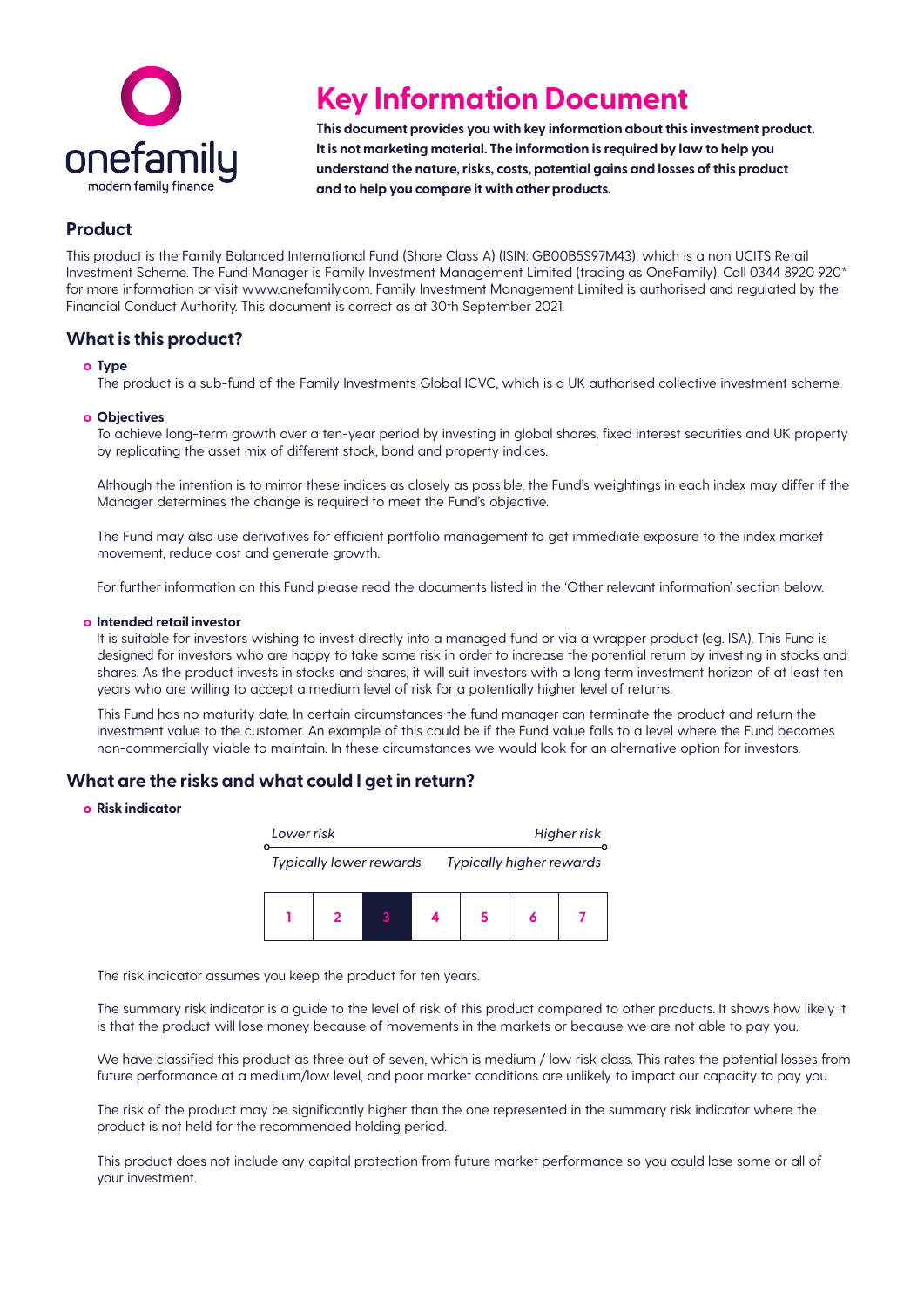# Key Information Document

**This document provides you with key information about this investment product. It is not marketing material. The information is required by law to help you understand the nature, risks, costs, potential gains and losses of this product and to help you compare it with other products.**

## Product

This product is the Family Balanced International Fund (Share Class A) (ISIN: GB00B5S97M43), which is a non UCITS Retail Investment Scheme. The Fund Manager is Family Investment Management Limited (trading as OneFamily). Call 0344 8920 920* for more information or visit www.onefamily.com. Family Investment Management Limited is authorised and regulated by the Financial Conduct Authority. This document is correct as at 30th September 2021.

## What is this product?

- **Type**

  The product is a sub-fund of the Family Investments Global ICVC, which is a UK authorised collective investment scheme.

- **Objectives**

  To achieve long-term growth over a ten-year period by investing in global shares, fixed interest securities and UK property by replicating the asset mix of different stock, bond and property indices.

  Although the intention is to mirror these indices as closely as possible, the Fund's weightings in each index may differ if the Manager determines the change is required to meet the Fund's objective.

  The Fund may also use derivatives for efficient portfolio management to get immediate exposure to the index market movement, reduce cost and generate growth.

  For further information on this Fund please read the documents listed in the 'Other relevant information' section below.

- **Intended retail investor**

  It is suitable for investors wishing to invest directly into a managed fund or via a wrapper product (eg. ISA). This Fund is designed for investors who are happy to take some risk in order to increase the potential return by investing in stocks and shares. As the product invests in stocks and shares, it will suit investors with a long term investment horizon of at least ten years who are willing to accept a medium level of risk for a potentially higher level of returns.

  This Fund has no maturity date. In certain circumstances the fund manager can terminate the product and return the investment value to the customer. An example of this could be if the Fund value falls to a level where the Fund becomes non-commercially viable to maintain. In these circumstances we would look for an alternative option for investors.

## What are the risks and what could I get in return?

- **Risk indicator**

*Lower risk* — *Higher risk*

*Typically lower rewards* — *Typically higher rewards*

| 1 | 2 | **3** | 4 | 5 | 6 | 7 |
|---|---|---|---|---|---|---|

The risk indicator assumes you keep the product for ten years.

The summary risk indicator is a guide to the level of risk of this product compared to other products. It shows how likely it is that the product will lose money because of movements in the markets or because we are not able to pay you.

We have classified this product as three out of seven, which is medium / low risk class. This rates the potential losses from future performance at a medium/low level, and poor market conditions are unlikely to impact our capacity to pay you.

The risk of the product may be significantly higher than the one represented in the summary risk indicator where the product is not held for the recommended holding period.

This product does not include any capital protection from future market performance so you could lose some or all of your investment.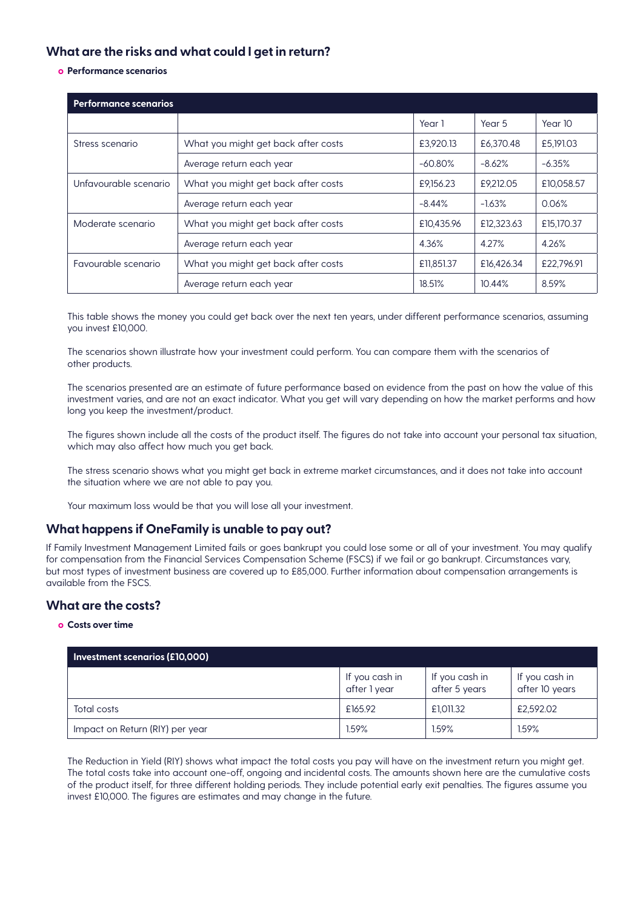## What are the risks and what could I get in return?

- **Performance scenarios**

| Performance scenarios | | | | |
|---|---|---|---|---|
| | | Year 1 | Year 5 | Year 10 |
| Stress scenario | What you might get back after costs | £3,920.13 | £6,370.48 | £5,191.03 |
| | Average return each year | -60.80% | -8.62% | -6.35% |
| Unfavourable scenario | What you might get back after costs | £9,156.23 | £9,212.05 | £10,058.57 |
| | Average return each year | -8.44% | -1.63% | 0.06% |
| Moderate scenario | What you might get back after costs | £10,435.96 | £12,323.63 | £15,170.37 |
| | Average return each year | 4.36% | 4.27% | 4.26% |
| Favourable scenario | What you might get back after costs | £11,851.37 | £16,426.34 | £22,796.91 |
| | Average return each year | 18.51% | 10.44% | 8.59% |

This table shows the money you could get back over the next ten years, under different performance scenarios, assuming you invest £10,000.

The scenarios shown illustrate how your investment could perform. You can compare them with the scenarios of other products.

The scenarios presented are an estimate of future performance based on evidence from the past on how the value of this investment varies, and are not an exact indicator. What you get will vary depending on how the market performs and how long you keep the investment/product.

The figures shown include all the costs of the product itself. The figures do not take into account your personal tax situation, which may also affect how much you get back.

The stress scenario shows what you might get back in extreme market circumstances, and it does not take into account the situation where we are not able to pay you.

Your maximum loss would be that you will lose all your investment.

## What happens if OneFamily is unable to pay out?

If Family Investment Management Limited fails or goes bankrupt you could lose some or all of your investment. You may qualify for compensation from the Financial Services Compensation Scheme (FSCS) if we fail or go bankrupt. Circumstances vary, but most types of investment business are covered up to £85,000. Further information about compensation arrangements is available from the FSCS.

## What are the costs?

- **Costs over time**

| Investment scenarios (£10,000) | | | |
|---|---|---|---|
| | If you cash in after 1 year | If you cash in after 5 years | If you cash in after 10 years |
| Total costs | £165.92 | £1,011.32 | £2,592.02 |
| Impact on Return (RIY) per year | 1.59% | 1.59% | 1.59% |

The Reduction in Yield (RIY) shows what impact the total costs you pay will have on the investment return you might get. The total costs take into account one-off, ongoing and incidental costs. The amounts shown here are the cumulative costs of the product itself, for three different holding periods. They include potential early exit penalties. The figures assume you invest £10,000. The figures are estimates and may change in the future.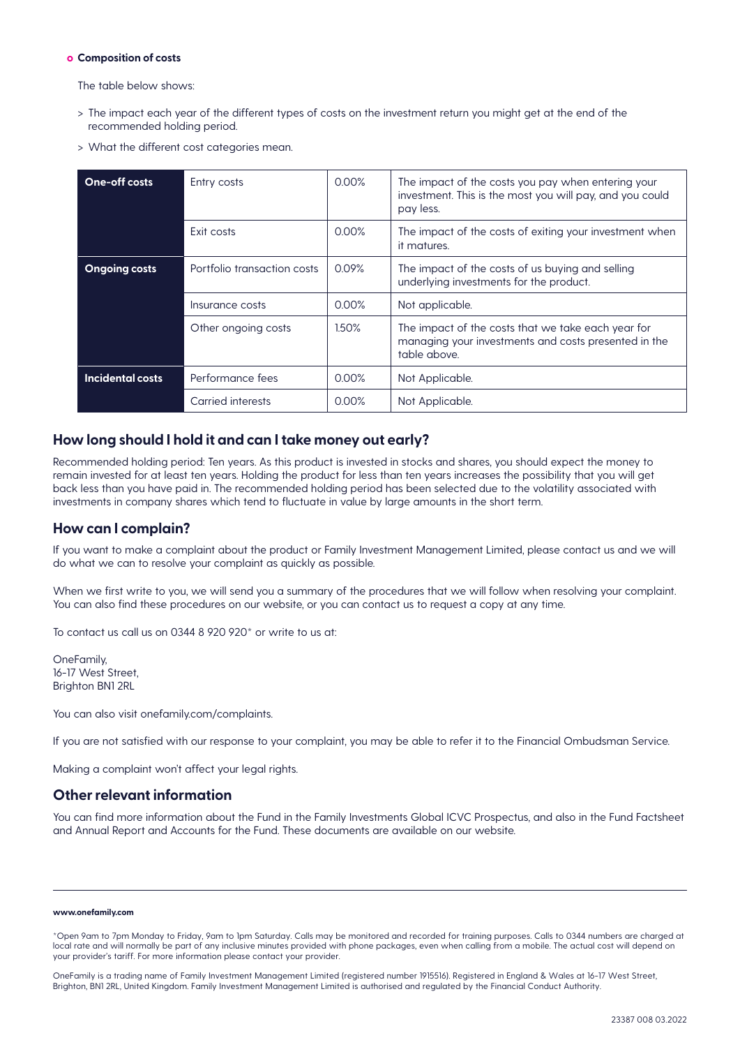- **Composition of costs**

The table below shows:

> The impact each year of the different types of costs on the investment return you might get at the end of the recommended holding period.

> What the different cost categories mean.

| | | | |
|---|---|---|---|
| **One-off costs** | Entry costs | 0.00% | The impact of the costs you pay when entering your investment. This is the most you will pay, and you could pay less. |
| | Exit costs | 0.00% | The impact of the costs of exiting your investment when it matures. |
| **Ongoing costs** | Portfolio transaction costs | 0.09% | The impact of the costs of us buying and selling underlying investments for the product. |
| | Insurance costs | 0.00% | Not applicable. |
| | Other ongoing costs | 1.50% | The impact of the costs that we take each year for managing your investments and costs presented in the table above. |
| **Incidental costs** | Performance fees | 0.00% | Not Applicable. |
| | Carried interests | 0.00% | Not Applicable. |

## How long should I hold it and can I take money out early?

Recommended holding period: Ten years. As this product is invested in stocks and shares, you should expect the money to remain invested for at least ten years. Holding the product for less than ten years increases the possibility that you will get back less than you have paid in. The recommended holding period has been selected due to the volatility associated with investments in company shares which tend to fluctuate in value by large amounts in the short term.

## How can I complain?

If you want to make a complaint about the product or Family Investment Management Limited, please contact us and we will do what we can to resolve your complaint as quickly as possible.

When we first write to you, we will send you a summary of the procedures that we will follow when resolving your complaint. You can also find these procedures on our website, or you can contact us to request a copy at any time.

To contact us call us on 0344 8 920 920* or write to us at:

OneFamily,
16-17 West Street,
Brighton BN1 2RL

You can also visit onefamily.com/complaints.

If you are not satisfied with our response to your complaint, you may be able to refer it to the Financial Ombudsman Service.

Making a complaint won't affect your legal rights.

## Other relevant information

You can find more information about the Fund in the Family Investments Global ICVC Prospectus, and also in the Fund Factsheet and Annual Report and Accounts for the Fund. These documents are available on our website.

---

**www.onefamily.com**

*Open 9am to 7pm Monday to Friday, 9am to 1pm Saturday. Calls may be monitored and recorded for training purposes. Calls to 0344 numbers are charged at local rate and will normally be part of any inclusive minutes provided with phone packages, even when calling from a mobile. The actual cost will depend on your provider's tariff. For more information please contact your provider.

OneFamily is a trading name of Family Investment Management Limited (registered number 1915516). Registered in England & Wales at 16-17 West Street, Brighton, BN1 2RL, United Kingdom. Family Investment Management Limited is authorised and regulated by the Financial Conduct Authority.

23387 008 03.2022